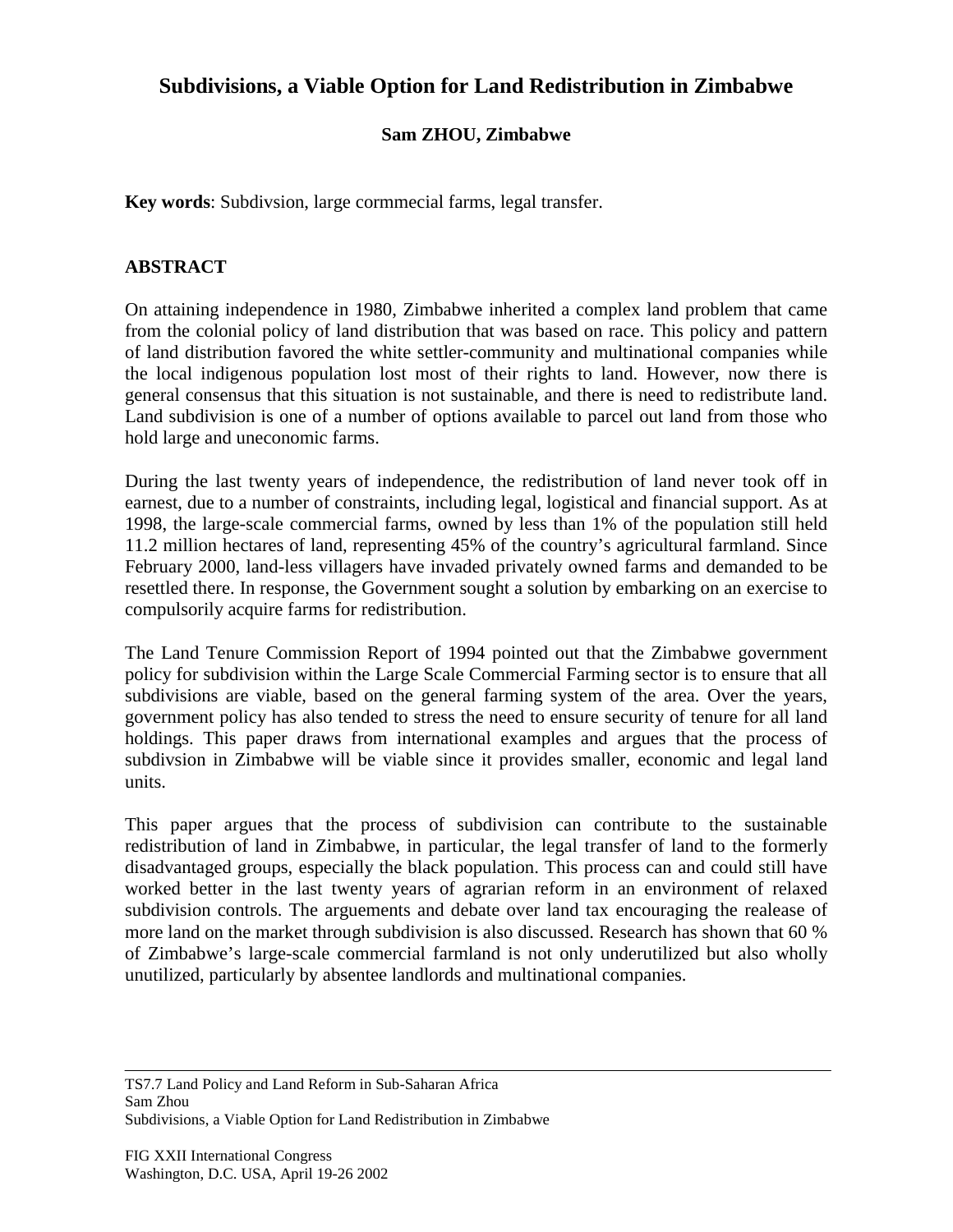# Subdivisions, a Viable Option for Land Redistribution in Zimbabwe

**Sam ZHOU, Zimbabwe**

**Key words**: Subdivsion, large cormmecial farms, legal transfer.

## ABSTRACT

On attaining independence in 1980, Zimbabwe inherited a complex land problem that came from the colonial policy of land distribution that was based on race. This policy and pattern of land distribution favored the white settler-community and multinational companies while the local indigenous population lost most of their rights to land. However, now there is general consensus that this situation is not sustainable, and there is need to redistribute land. Land subdivision is one of a number of options available to parcel out land from those who hold large and uneconomic farms.

During the last twenty years of independence, the redistribution of land never took off in earnest, due to a number of constraints, including legal, logistical and financial support. As at 1998, the large-scale commercial farms, owned by less than 1% of the population still held 11.2 million hectares of land, representing 45% of the country's agricultural farmland. Since February 2000, land-less villagers have invaded privately owned farms and demanded to be resettled there. In response, the Government sought a solution by embarking on an exercise to compulsorily acquire farms for redistribution.

The Land Tenure Commission Report of 1994 pointed out that the Zimbabwe government policy for subdivision within the Large Scale Commercial Farming sector is to ensure that all subdivisions are viable, based on the general farming system of the area. Over the years, government policy has also tended to stress the need to ensure security of tenure for all land holdings. This paper draws from international examples and argues that the process of subdivsion in Zimbabwe will be viable since it provides smaller, economic and legal land units.

This paper argues that the process of subdivision can contribute to the sustainable redistribution of land in Zimbabwe, in particular, the legal transfer of land to the formerly disadvantaged groups, especially the black population. This process can and could still have worked better in the last twenty years of agrarian reform in an environment of relaxed subdivision controls. The arguements and debate over land tax encouraging the realease of more land on the market through subdivision is also discussed. Research has shown that 60 % of Zimbabwe's large-scale commercial farmland is not only underutilized but also wholly unutilized, particularly by absentee landlords and multinational companies.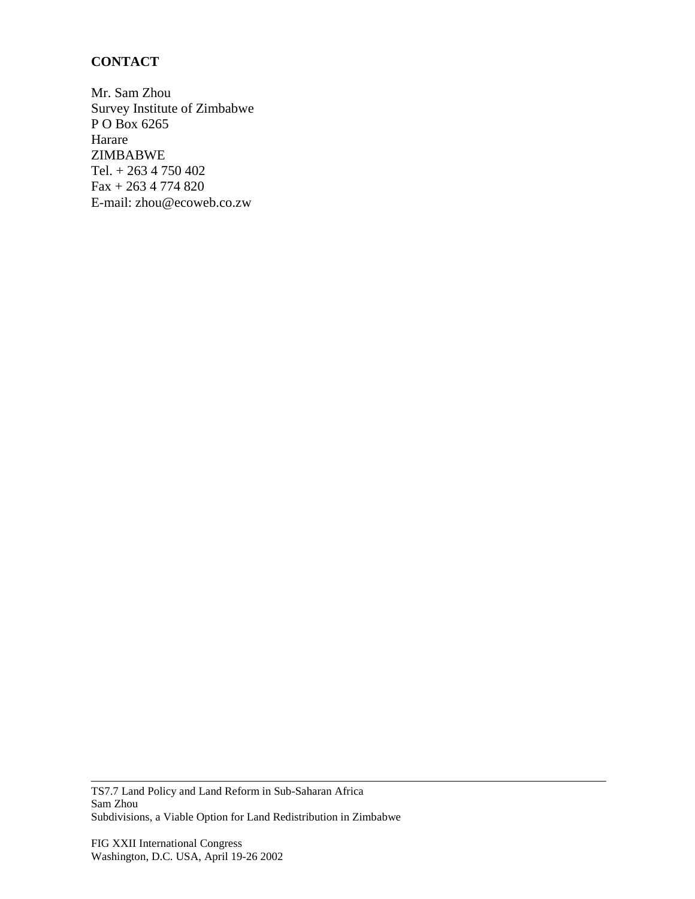## CONTACT

Mr. Sam Zhou  
Survey Institute of Zimbabwe  
P O Box 6265  
Harare  
ZIMBABWE  
Tel. + 263 4 750 402  
Fax + 263 4 774 820  
E-mail: zhou@ecoweb.co.zw